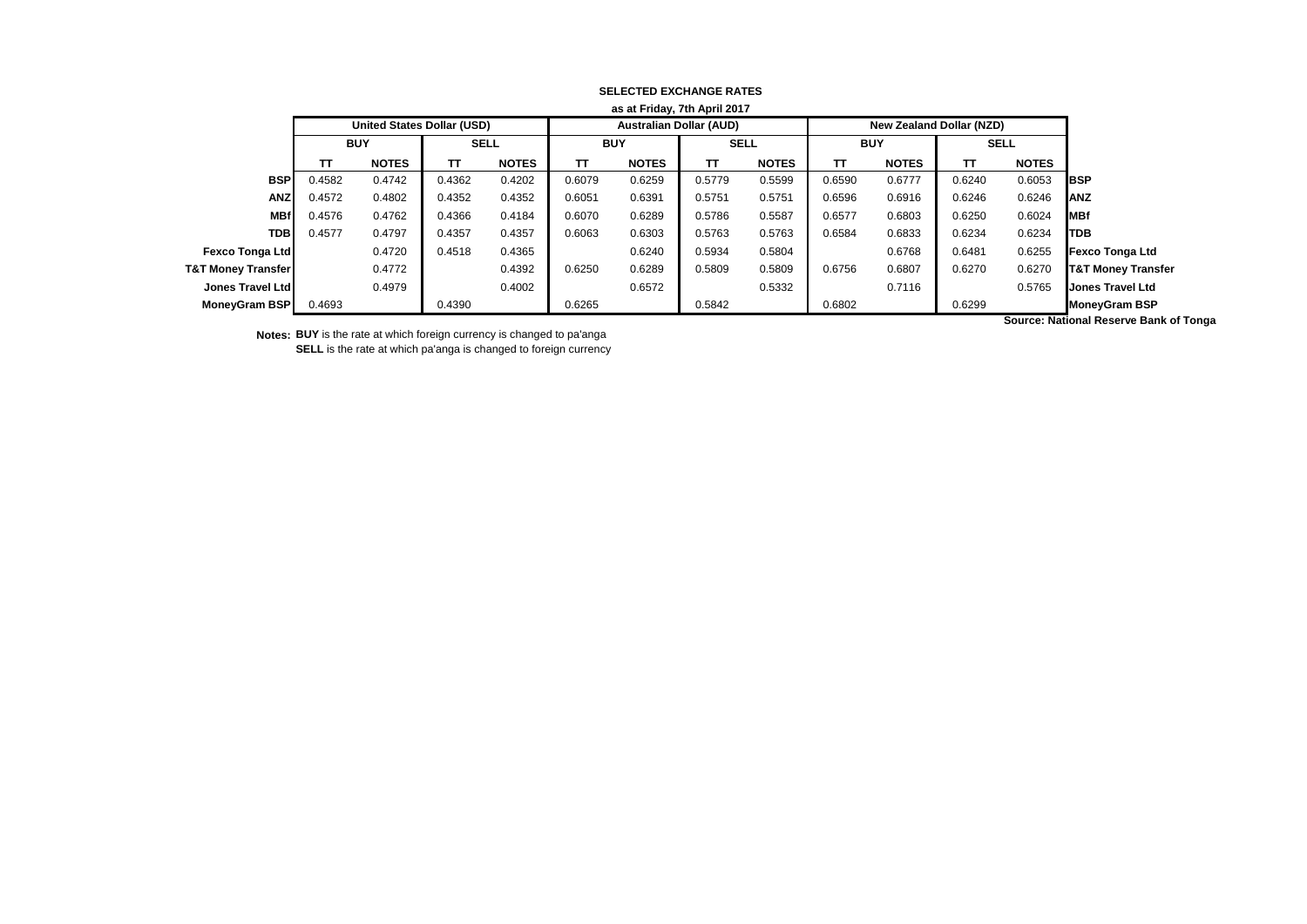**SELECTED EXCHANGE RATES**

**as at Friday, 7th April 2017**

| | United States Dollar (USD) | | | | Australian Dollar (AUD) | | | | New Zealand Dollar (NZD) | | | | |
|---|---|---|---|---|---|---|---|---|---|---|---|---|---|
| | BUY | | SELL | | BUY | | SELL | | BUY | | SELL | | |
| | TT | NOTES | TT | NOTES | TT | NOTES | TT | NOTES | TT | NOTES | TT | NOTES | |
| **BSP** | 0.4582 | 0.4742 | 0.4362 | 0.4202 | 0.6079 | 0.6259 | 0.5779 | 0.5599 | 0.6590 | 0.6777 | 0.6240 | 0.6053 | **BSP** |
| **ANZ** | 0.4572 | 0.4802 | 0.4352 | 0.4352 | 0.6051 | 0.6391 | 0.5751 | 0.5751 | 0.6596 | 0.6916 | 0.6246 | 0.6246 | **ANZ** |
| **MBf** | 0.4576 | 0.4762 | 0.4366 | 0.4184 | 0.6070 | 0.6289 | 0.5786 | 0.5587 | 0.6577 | 0.6803 | 0.6250 | 0.6024 | **MBf** |
| **TDB** | 0.4577 | 0.4797 | 0.4357 | 0.4357 | 0.6063 | 0.6303 | 0.5763 | 0.5763 | 0.6584 | 0.6833 | 0.6234 | 0.6234 | **TDB** |
| **Fexco Tonga Ltd** | | 0.4720 | 0.4518 | 0.4365 | | 0.6240 | 0.5934 | 0.5804 | | 0.6768 | 0.6481 | 0.6255 | **Fexco Tonga Ltd** |
| **T&T Money Transfer** | | 0.4772 | | 0.4392 | 0.6250 | 0.6289 | 0.5809 | 0.5809 | 0.6756 | 0.6807 | 0.6270 | 0.6270 | **T&T Money Transfer** |
| **Jones Travel Ltd** | | 0.4979 | | 0.4002 | | 0.6572 | | 0.5332 | | 0.7116 | | 0.5765 | **Jones Travel Ltd** |
| **MoneyGram BSP** | 0.4693 | | 0.4390 | | 0.6265 | | 0.5842 | | 0.6802 | | 0.6299 | | **MoneyGram BSP** |

**Source: National Reserve Bank of Tonga**

**Notes:** **BUY** is the rate at which foreign currency is changed to pa'anga
**SELL** is the rate at which pa'anga is changed to foreign currency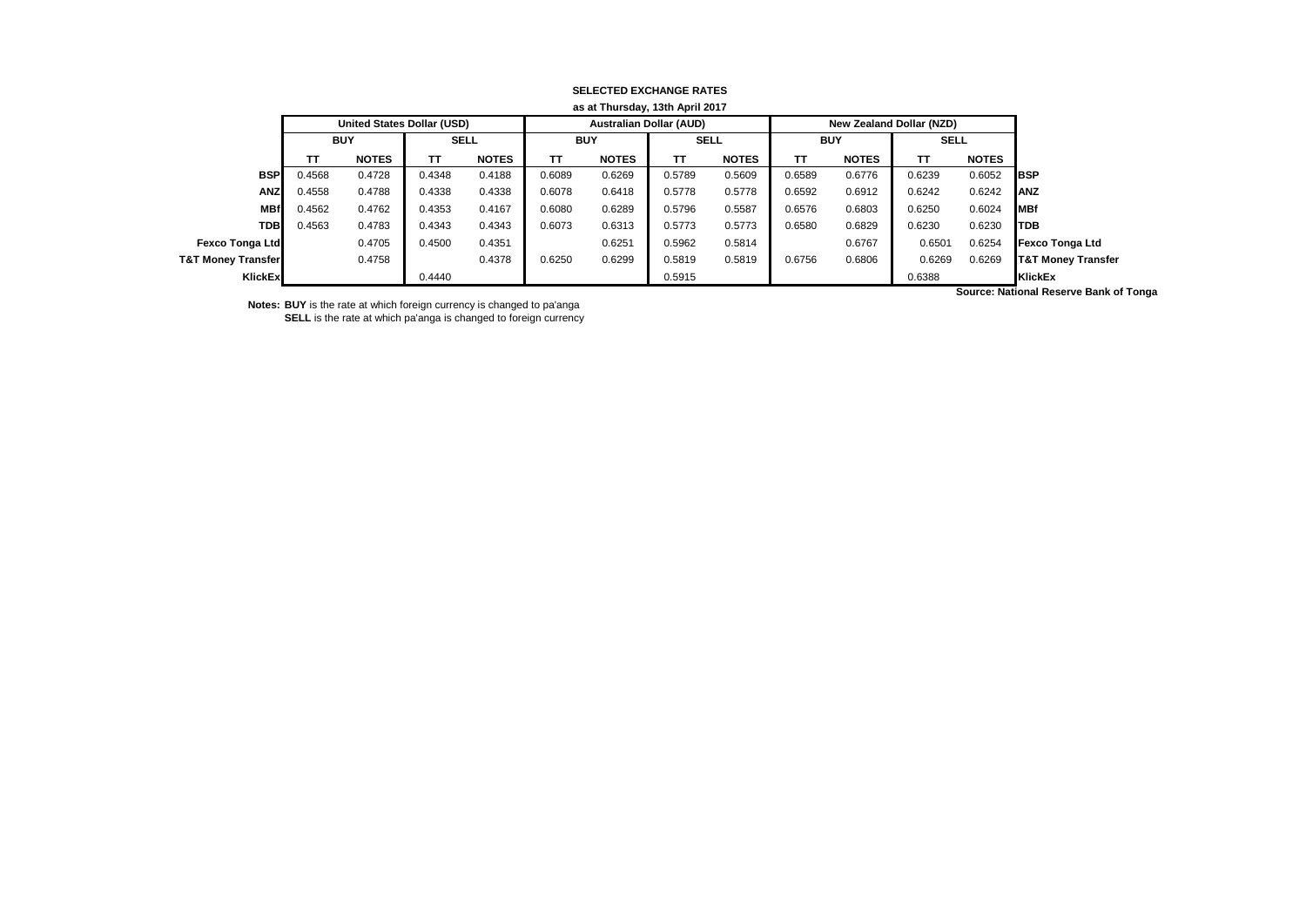**SELECTED EXCHANGE RATES**

**as at Thursday, 13th April 2017**

| | United States Dollar (USD) | | | | Australian Dollar (AUD) | | | | New Zealand Dollar (NZD) | | | | |
|---|---|---|---|---|---|---|---|---|---|---|---|---|---|
| | BUY | | SELL | | BUY | | SELL | | BUY | | SELL | | |
| | TT | NOTES | TT | NOTES | TT | NOTES | TT | NOTES | TT | NOTES | TT | NOTES | |
| **BSP** | 0.4568 | 0.4728 | 0.4348 | 0.4188 | 0.6089 | 0.6269 | 0.5789 | 0.5609 | 0.6589 | 0.6776 | 0.6239 | 0.6052 | **BSP** |
| **ANZ** | 0.4558 | 0.4788 | 0.4338 | 0.4338 | 0.6078 | 0.6418 | 0.5778 | 0.5778 | 0.6592 | 0.6912 | 0.6242 | 0.6242 | **ANZ** |
| **MBf** | 0.4562 | 0.4762 | 0.4353 | 0.4167 | 0.6080 | 0.6289 | 0.5796 | 0.5587 | 0.6576 | 0.6803 | 0.6250 | 0.6024 | **MBf** |
| **TDB** | 0.4563 | 0.4783 | 0.4343 | 0.4343 | 0.6073 | 0.6313 | 0.5773 | 0.5773 | 0.6580 | 0.6829 | 0.6230 | 0.6230 | **TDB** |
| **Fexco Tonga Ltd** | | 0.4705 | 0.4500 | 0.4351 | | 0.6251 | 0.5962 | 0.5814 | | 0.6767 | 0.6501 | 0.6254 | **Fexco Tonga Ltd** |
| **T&T Money Transfer** | | 0.4758 | | 0.4378 | 0.6250 | 0.6299 | 0.5819 | 0.5819 | 0.6756 | 0.6806 | 0.6269 | 0.6269 | **T&T Money Transfer** |
| **KlickEx** | | | 0.4440 | | | | 0.5915 | | | | 0.6388 | | **KlickEx** |

**Source: National Reserve Bank of Tonga**

**Notes: BUY** is the rate at which foreign currency is changed to pa'anga
**SELL** is the rate at which pa'anga is changed to foreign currency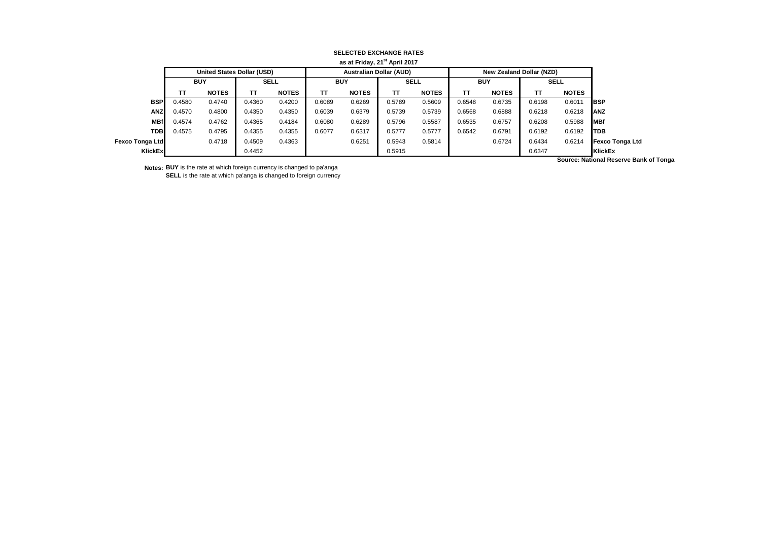**SELECTED EXCHANGE RATES**

**as at Friday, 21st April 2017**

| | United States Dollar (USD) | | | | Australian Dollar (AUD) | | | | New Zealand Dollar (NZD) | | | | |
|---|---|---|---|---|---|---|---|---|---|---|---|---|---|
| | BUY | | SELL | | BUY | | SELL | | BUY | | SELL | | |
| | TT | NOTES | TT | NOTES | TT | NOTES | TT | NOTES | TT | NOTES | TT | NOTES | |
| **BSP** | 0.4580 | 0.4740 | 0.4360 | 0.4200 | 0.6089 | 0.6269 | 0.5789 | 0.5609 | 0.6548 | 0.6735 | 0.6198 | 0.6011 | **BSP** |
| **ANZ** | 0.4570 | 0.4800 | 0.4350 | 0.4350 | 0.6039 | 0.6379 | 0.5739 | 0.5739 | 0.6568 | 0.6888 | 0.6218 | 0.6218 | **ANZ** |
| **MBf** | 0.4574 | 0.4762 | 0.4365 | 0.4184 | 0.6080 | 0.6289 | 0.5796 | 0.5587 | 0.6535 | 0.6757 | 0.6208 | 0.5988 | **MBf** |
| **TDB** | 0.4575 | 0.4795 | 0.4355 | 0.4355 | 0.6077 | 0.6317 | 0.5777 | 0.5777 | 0.6542 | 0.6791 | 0.6192 | 0.6192 | **TDB** |
| **Fexco Tonga Ltd** | | 0.4718 | 0.4509 | 0.4363 | | 0.6251 | 0.5943 | 0.5814 | | 0.6724 | 0.6434 | 0.6214 | **Fexco Tonga Ltd** |
| **KlickEx** | | | 0.4452 | | | | 0.5915 | | | | 0.6347 | | **KlickEx** |

**Source: National Reserve Bank of Tonga**

**Notes:** **BUY** is the rate at which foreign currency is changed to pa'anga

**SELL** is the rate at which pa'anga is changed to foreign currency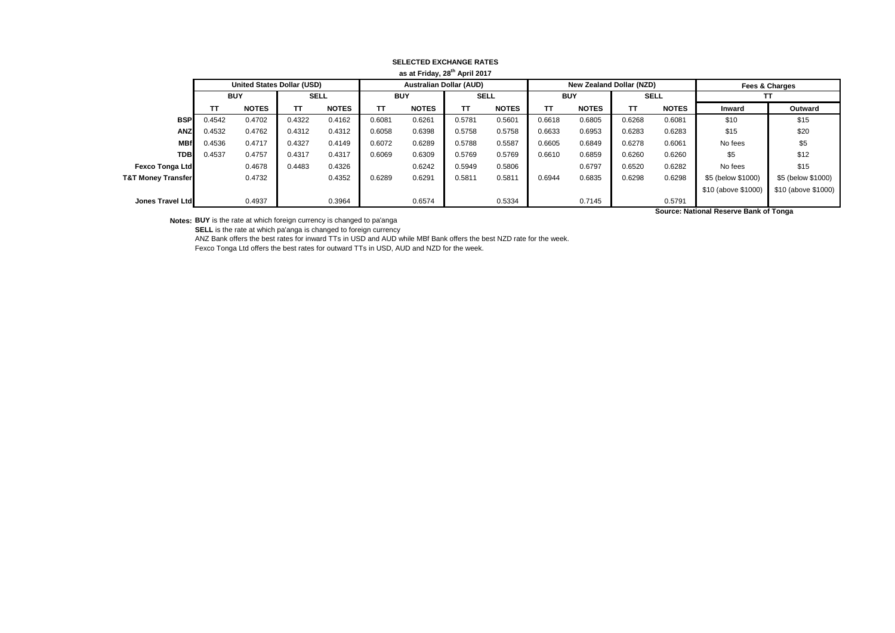**SELECTED EXCHANGE RATES**

**as at Friday, 28th April 2017**

| | United States Dollar (USD) | | | | Australian Dollar (AUD) | | | | New Zealand Dollar (NZD) | | | | Fees & Charges | |
|---|---|---|---|---|---|---|---|---|---|---|---|---|---|---|
| | BUY | | SELL | | BUY | | SELL | | BUY | | SELL | | TT | |
| | TT | NOTES | TT | NOTES | TT | NOTES | TT | NOTES | TT | NOTES | TT | NOTES | Inward | Outward |
| **BSP** | 0.4542 | 0.4702 | 0.4322 | 0.4162 | 0.6081 | 0.6261 | 0.5781 | 0.5601 | 0.6618 | 0.6805 | 0.6268 | 0.6081 | $10 | $15 |
| **ANZ** | 0.4532 | 0.4762 | 0.4312 | 0.4312 | 0.6058 | 0.6398 | 0.5758 | 0.5758 | 0.6633 | 0.6953 | 0.6283 | 0.6283 | $15 | $20 |
| **MBf** | 0.4536 | 0.4717 | 0.4327 | 0.4149 | 0.6072 | 0.6289 | 0.5788 | 0.5587 | 0.6605 | 0.6849 | 0.6278 | 0.6061 | No fees | $5 |
| **TDB** | 0.4537 | 0.4757 | 0.4317 | 0.4317 | 0.6069 | 0.6309 | 0.5769 | 0.5769 | 0.6610 | 0.6859 | 0.6260 | 0.6260 | $5 | $12 |
| **Fexco Tonga Ltd** | | 0.4678 | 0.4483 | 0.4326 | | 0.6242 | 0.5949 | 0.5806 | | 0.6797 | 0.6520 | 0.6282 | No fees | $15 |
| **T&T Money Transfer** | | 0.4732 | | 0.4352 | 0.6289 | 0.6291 | 0.5811 | 0.5811 | 0.6944 | 0.6835 | 0.6298 | 0.6298 | $5 (below $1000) | $5 (below $1000) |
| | | | | | | | | | | | | | $10 (above $1000) | $10 (above $1000) |
| **Jones Travel Ltd** | | 0.4937 | | 0.3964 | | 0.6574 | | 0.5334 | | 0.7145 | | 0.5791 | | |

**Source: National Reserve Bank of Tonga**

**Notes:** **BUY** is the rate at which foreign currency is changed to pa'anga

**SELL** is the rate at which pa'anga is changed to foreign currency

ANZ Bank offers the best rates for inward TTs in USD and AUD while MBf Bank offers the best NZD rate for the week.

Fexco Tonga Ltd offers the best rates for outward TTs in USD, AUD and NZD for the week.